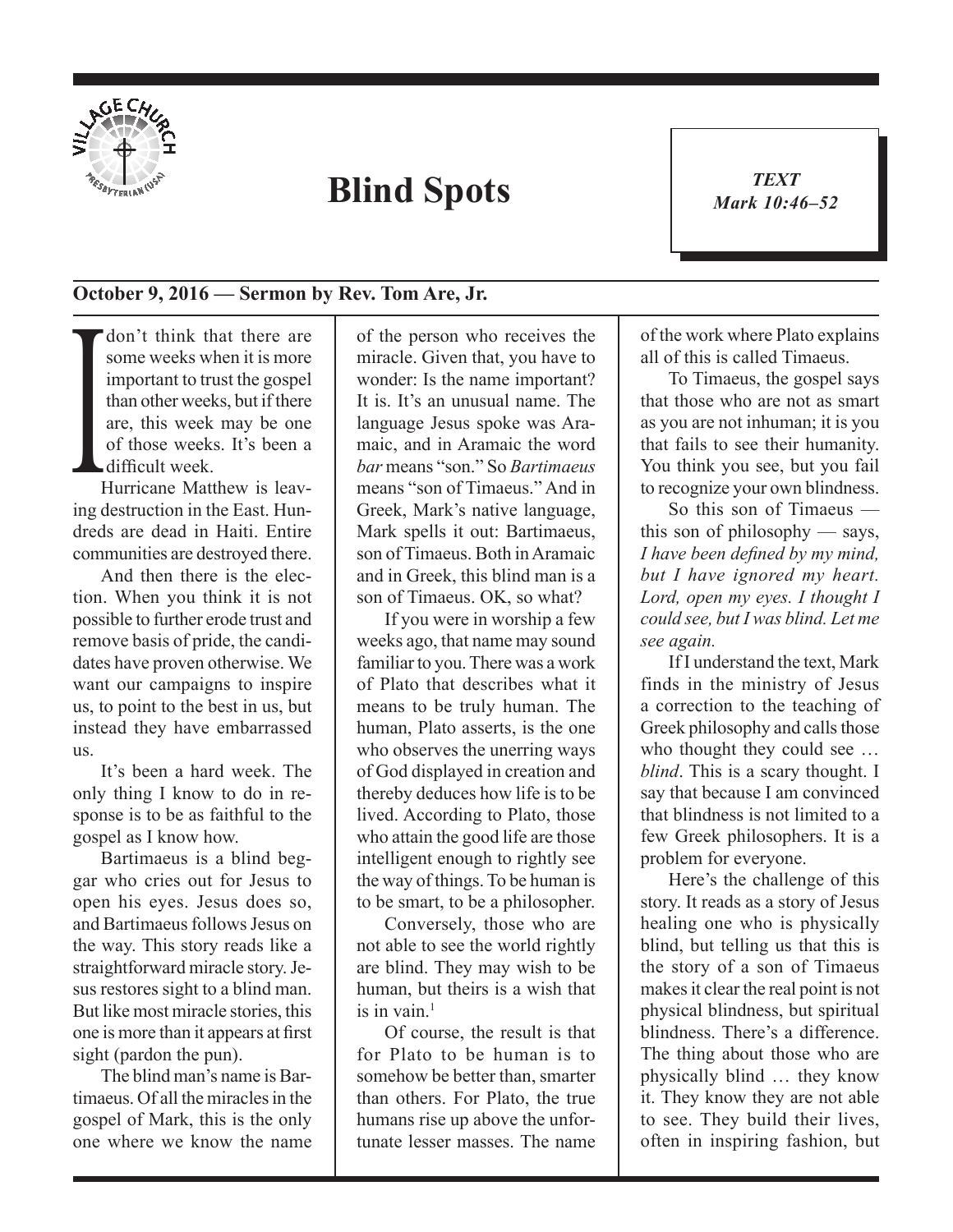# Blind Spots

***TEXT***
***Mark 10:46–52***

**October 9, 2016 — Sermon by Rev. Tom Are, Jr.**

I don't think that there are some weeks when it is more important to trust the gospel than other weeks, but if there are, this week may be one of those weeks. It's been a difficult week.

Hurricane Matthew is leaving destruction in the East. Hundreds are dead in Haiti. Entire communities are destroyed there.

And then there is the election. When you think it is not possible to further erode trust and remove basis of pride, the candidates have proven otherwise. We want our campaigns to inspire us, to point to the best in us, but instead they have embarrassed us.

It's been a hard week. The only thing I know to do in response is to be as faithful to the gospel as I know how.

Bartimaeus is a blind beggar who cries out for Jesus to open his eyes. Jesus does so, and Bartimaeus follows Jesus on the way. This story reads like a straightforward miracle story. Jesus restores sight to a blind man. But like most miracle stories, this one is more than it appears at first sight (pardon the pun).

The blind man's name is Bartimaeus. Of all the miracles in the gospel of Mark, this is the only one where we know the name of the person who receives the miracle. Given that, you have to wonder: Is the name important? It is. It's an unusual name. The language Jesus spoke was Aramaic, and in Aramaic the word *bar* means "son." So *Bartimaeus* means "son of Timaeus." And in Greek, Mark's native language, Mark spells it out: Bartimaeus, son of Timaeus. Both in Aramaic and in Greek, this blind man is a son of Timaeus. OK, so what?

If you were in worship a few weeks ago, that name may sound familiar to you. There was a work of Plato that describes what it means to be truly human. The human, Plato asserts, is the one who observes the unerring ways of God displayed in creation and thereby deduces how life is to be lived. According to Plato, those who attain the good life are those intelligent enough to rightly see the way of things. To be human is to be smart, to be a philosopher.

Conversely, those who are not able to see the world rightly are blind. They may wish to be human, but theirs is a wish that is in vain.[1]

Of course, the result is that for Plato to be human is to somehow be better than, smarter than others. For Plato, the true humans rise up above the unfortunate lesser masses. The name of the work where Plato explains all of this is called Timaeus.

To Timaeus, the gospel says that those who are not as smart as you are not inhuman; it is you that fails to see their humanity. You think you see, but you fail to recognize your own blindness.

So this son of Timaeus — this son of philosophy — says, *I have been defined by my mind, but I have ignored my heart. Lord, open my eyes. I thought I could see, but I was blind. Let me see again.*

If I understand the text, Mark finds in the ministry of Jesus a correction to the teaching of Greek philosophy and calls those who thought they could see … *blind*. This is a scary thought. I say that because I am convinced that blindness is not limited to a few Greek philosophers. It is a problem for everyone.

Here's the challenge of this story. It reads as a story of Jesus healing one who is physically blind, but telling us that this is the story of a son of Timaeus makes it clear the real point is not physical blindness, but spiritual blindness. There's a difference. The thing about those who are physically blind … they know it. They know they are not able to see. They build their lives, often in inspiring fashion, but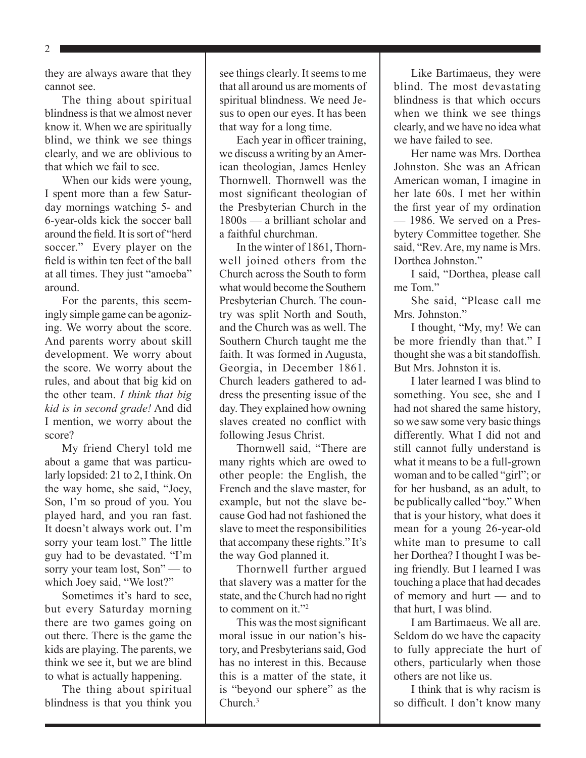they are always aware that they cannot see.

The thing about spiritual blindness is that we almost never know it. When we are spiritually blind, we think we see things clearly, and we are oblivious to that which we fail to see.

When our kids were young, I spent more than a few Saturday mornings watching 5- and 6-year-olds kick the soccer ball around the field. It is sort of "herd soccer." Every player on the field is within ten feet of the ball at all times. They just "amoeba" around.

For the parents, this seemingly simple game can be agonizing. We worry about the score. And parents worry about skill development. We worry about the score. We worry about the rules, and about that big kid on the other team. *I think that big kid is in second grade!* And did I mention, we worry about the score?

My friend Cheryl told me about a game that was particularly lopsided: 21 to 2, I think. On the way home, she said, "Joey, Son, I'm so proud of you. You played hard, and you ran fast. It doesn't always work out. I'm sorry your team lost." The little guy had to be devastated. "I'm sorry your team lost, Son" — to which Joey said, "We lost?"

Sometimes it's hard to see, but every Saturday morning there are two games going on out there. There is the game the kids are playing. The parents, we think we see it, but we are blind to what is actually happening.

The thing about spiritual blindness is that you think you see things clearly. It seems to me that all around us are moments of spiritual blindness. We need Jesus to open our eyes. It has been that way for a long time.

Each year in officer training, we discuss a writing by an American theologian, James Henley Thornwell. Thornwell was the most significant theologian of the Presbyterian Church in the 1800s — a brilliant scholar and a faithful churchman.

In the winter of 1861, Thornwell joined others from the Church across the South to form what would become the Southern Presbyterian Church. The country was split North and South, and the Church was as well. The Southern Church taught me the faith. It was formed in Augusta, Georgia, in December 1861. Church leaders gathered to address the presenting issue of the day. They explained how owning slaves created no conflict with following Jesus Christ.

Thornwell said, "There are many rights which are owed to other people: the English, the French and the slave master, for example, but not the slave because God had not fashioned the slave to meet the responsibilities that accompany these rights." It's the way God planned it.

Thornwell further argued that slavery was a matter for the state, and the Church had no right to comment on it."[2]

This was the most significant moral issue in our nation's history, and Presbyterians said, God has no interest in this. Because this is a matter of the state, it is "beyond our sphere" as the Church.[3]

Like Bartimaeus, they were blind. The most devastating blindness is that which occurs when we think we see things clearly, and we have no idea what we have failed to see.

Her name was Mrs. Dorthea Johnston. She was an African American woman, I imagine in her late 60s. I met her within the first year of my ordination — 1986. We served on a Presbytery Committee together. She said, "Rev. Are, my name is Mrs. Dorthea Johnston."

I said, "Dorthea, please call me Tom."

She said, "Please call me Mrs. Johnston."

I thought, "My, my! We can be more friendly than that." I thought she was a bit standoffish. But Mrs. Johnston it is.

I later learned I was blind to something. You see, she and I had not shared the same history, so we saw some very basic things differently. What I did not and still cannot fully understand is what it means to be a full-grown woman and to be called "girl"; or for her husband, as an adult, to be publically called "boy." When that is your history, what does it mean for a young 26-year-old white man to presume to call her Dorthea? I thought I was being friendly. But I learned I was touching a place that had decades of memory and hurt — and to that hurt, I was blind.

I am Bartimaeus. We all are. Seldom do we have the capacity to fully appreciate the hurt of others, particularly when those others are not like us.

I think that is why racism is so difficult. I don't know many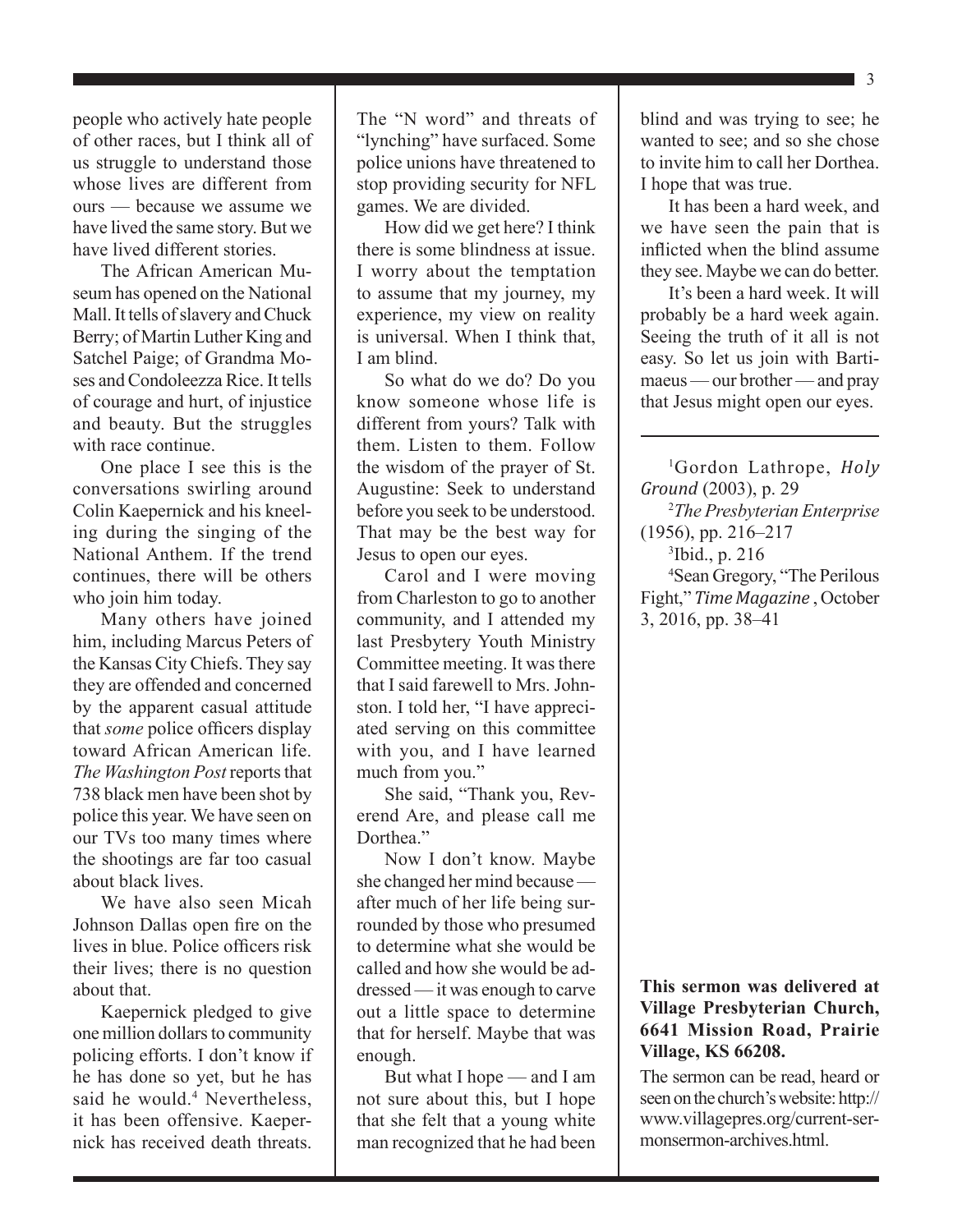people who actively hate people of other races, but I think all of us struggle to understand those whose lives are different from ours — because we assume we have lived the same story. But we have lived different stories.

The African American Museum has opened on the National Mall. It tells of slavery and Chuck Berry; of Martin Luther King and Satchel Paige; of Grandma Moses and Condoleezza Rice. It tells of courage and hurt, of injustice and beauty. But the struggles with race continue.

One place I see this is the conversations swirling around Colin Kaepernick and his kneeling during the singing of the National Anthem. If the trend continues, there will be others who join him today.

Many others have joined him, including Marcus Peters of the Kansas City Chiefs. They say they are offended and concerned by the apparent casual attitude that *some* police officers display toward African American life. *The Washington Post* reports that 738 black men have been shot by police this year. We have seen on our TVs too many times where the shootings are far too casual about black lives.

We have also seen Micah Johnson Dallas open fire on the lives in blue. Police officers risk their lives; there is no question about that.

Kaepernick pledged to give one million dollars to community policing efforts. I don't know if he has done so yet, but he has said he would.[4] Nevertheless, it has been offensive. Kaepernick has received death threats. The "N word" and threats of "lynching" have surfaced. Some police unions have threatened to stop providing security for NFL games. We are divided.

How did we get here? I think there is some blindness at issue. I worry about the temptation to assume that my journey, my experience, my view on reality is universal. When I think that, I am blind.

So what do we do? Do you know someone whose life is different from yours? Talk with them. Listen to them. Follow the wisdom of the prayer of St. Augustine: Seek to understand before you seek to be understood. That may be the best way for Jesus to open our eyes.

Carol and I were moving from Charleston to go to another community, and I attended my last Presbytery Youth Ministry Committee meeting. It was there that I said farewell to Mrs. Johnston. I told her, "I have appreciated serving on this committee with you, and I have learned much from you."

She said, "Thank you, Reverend Are, and please call me Dorthea."

Now I don't know. Maybe she changed her mind because — after much of her life being surrounded by those who presumed to determine what she would be called and how she would be addressed — it was enough to carve out a little space to determine that for herself. Maybe that was enough.

But what I hope — and I am not sure about this, but I hope that she felt that a young white man recognized that he had been blind and was trying to see; he wanted to see; and so she chose to invite him to call her Dorthea. I hope that was true.

It has been a hard week, and we have seen the pain that is inflicted when the blind assume they see. Maybe we can do better.

It's been a hard week. It will probably be a hard week again. Seeing the truth of it all is not easy. So let us join with Bartimaeus — our brother — and pray that Jesus might open our eyes.

---

[1]Gordon Lathrope, *Holy Ground* (2003), p. 29

[2]*The Presbyterian Enterprise* (1956), pp. 216–217

[3]Ibid., p. 216

[4]Sean Gregory, "The Perilous Fight," *Time Magazine* , October 3, 2016, pp. 38–41

**This sermon was delivered at Village Presbyterian Church, 6641 Mission Road, Prairie Village, KS 66208.**

The sermon can be read, heard or seen on the church's website: http://www.villagepres.org/current-sermonsermon-archives.html.